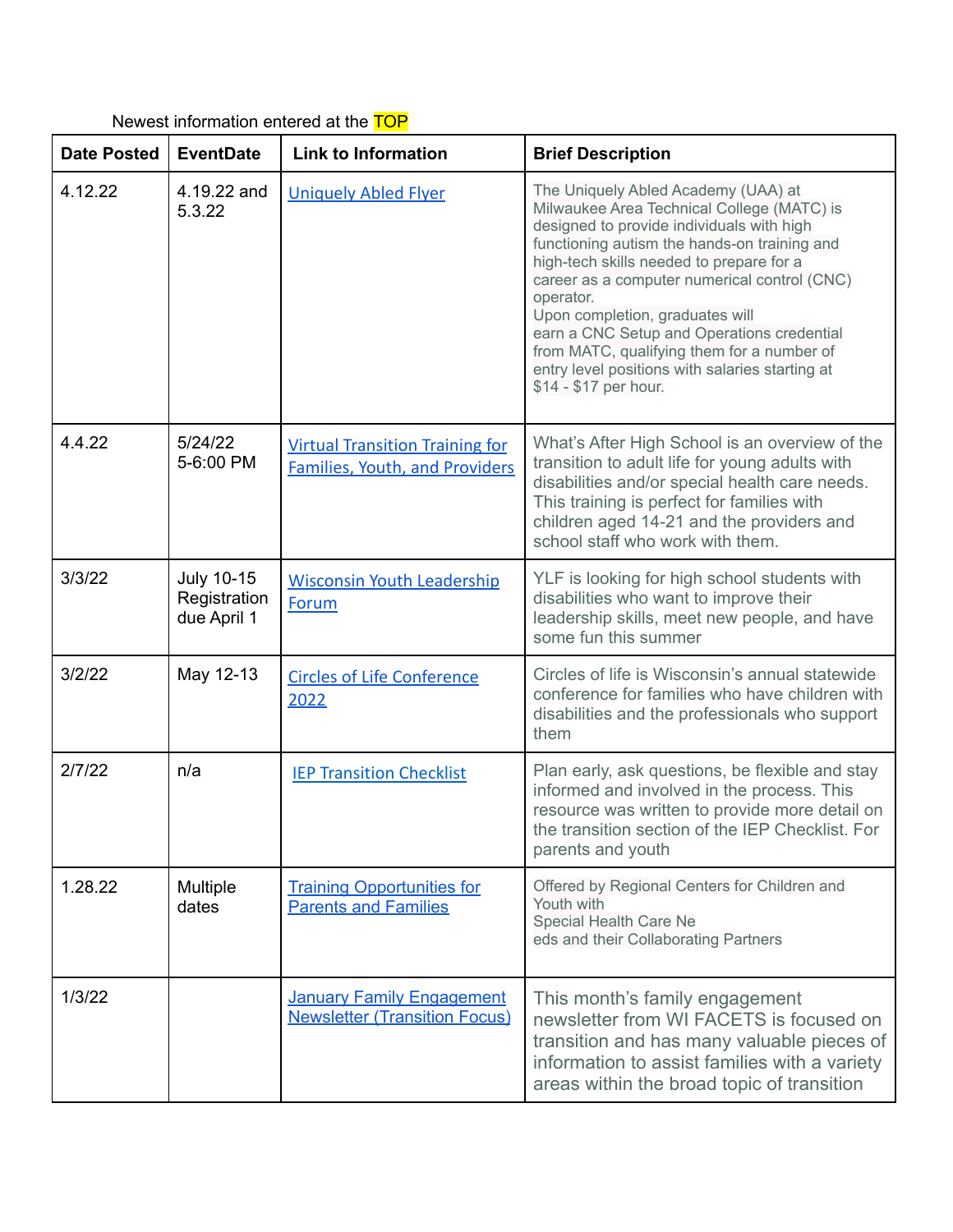Newest information entered at the TOP

| Date Posted | EventDate | Link to Information | Brief Description |
|---|---|---|---|
| 4.12.22 | 4.19.22 and 5.3.22 | Uniquely Abled Flyer | The Uniquely Abled Academy (UAA) at Milwaukee Area Technical College (MATC) is designed to provide individuals with high functioning autism the hands-on training and high-tech skills needed to prepare for a career as a computer numerical control (CNC) operator. Upon completion, graduates will earn a CNC Setup and Operations credential from MATC, qualifying them for a number of entry level positions with salaries starting at $14 - $17 per hour. |
| 4.4.22 | 5/24/22 5-6:00 PM | Virtual Transition Training for Families, Youth, and Providers | What's After High School is an overview of the transition to adult life for young adults with disabilities and/or special health care needs. This training is perfect for families with children aged 14-21 and the providers and school staff who work with them. |
| 3/3/22 | July 10-15 Registration due April 1 | Wisconsin Youth Leadership Forum | YLF is looking for high school students with disabilities who want to improve their leadership skills, meet new people, and have some fun this summer |
| 3/2/22 | May 12-13 | Circles of Life Conference 2022 | Circles of life is Wisconsin's annual statewide conference for families who have children with disabilities and the professionals who support them |
| 2/7/22 | n/a | IEP Transition Checklist | Plan early, ask questions, be flexible and stay informed and involved in the process. This resource was written to provide more detail on the transition section of the IEP Checklist. For parents and youth |
| 1.28.22 | Multiple dates | Training Opportunities for Parents and Families | Offered by Regional Centers for Children and Youth with Special Health Care Ne eds and their Collaborating Partners |
| 1/3/22 | | January Family Engagement Newsletter (Transition Focus) | This month's family engagement newsletter from WI FACETS is focused on transition and has many valuable pieces of information to assist families with a variety areas within the broad topic of transition |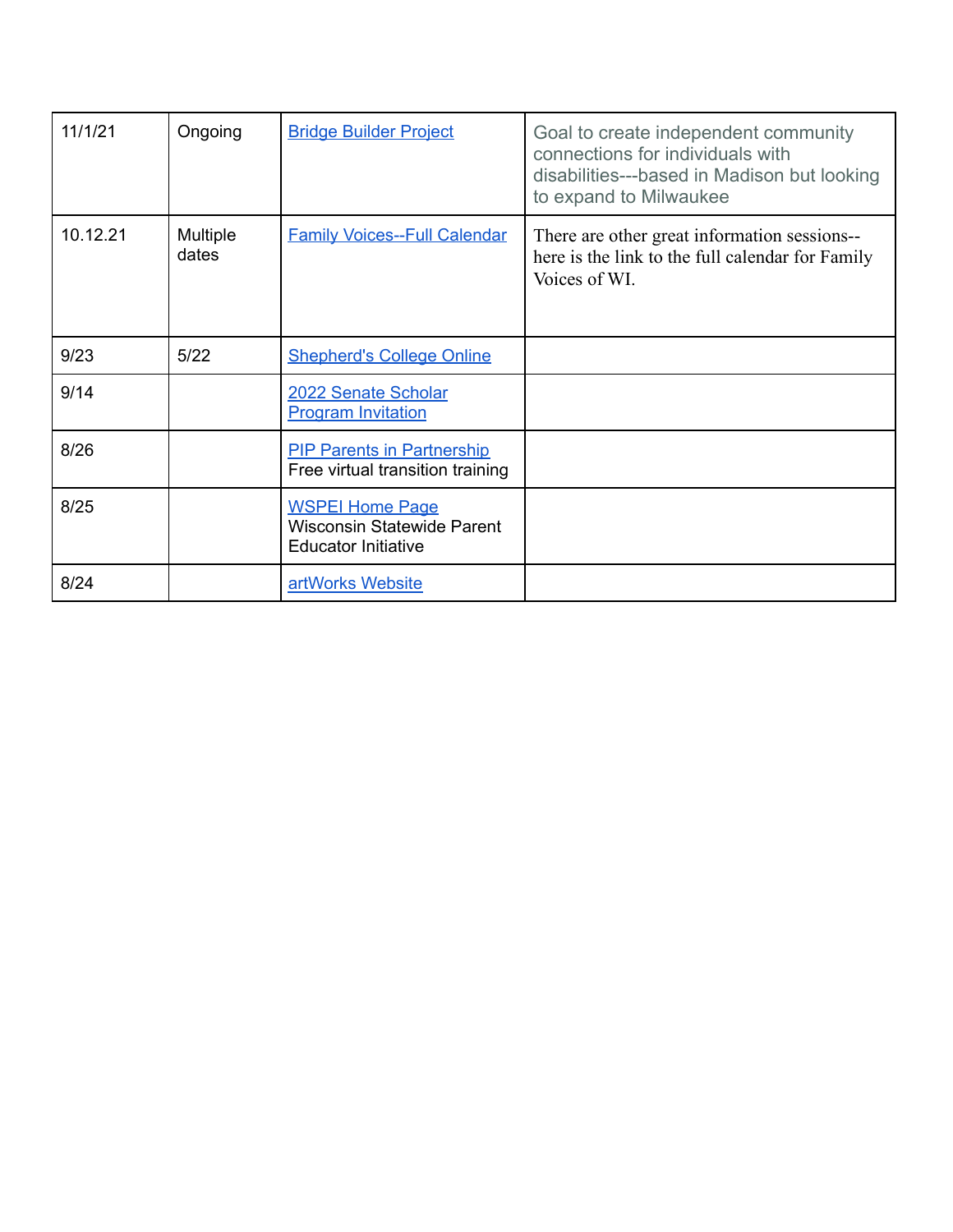| | | | |
|---|---|---|---|
| 11/1/21 | Ongoing | Bridge Builder Project | Goal to create independent community connections for individuals with disabilities---based in Madison but looking to expand to Milwaukee |
| 10.12.21 | Multiple dates | Family Voices--Full Calendar | There are other great information sessions--here is the link to the full calendar for Family Voices of WI. |
| 9/23 | 5/22 | Shepherd's College Online | |
| 9/14 | | 2022 Senate Scholar Program Invitation | |
| 8/26 | | PIP Parents in Partnership<br>Free virtual transition training | |
| 8/25 | | WSPEI Home Page<br>Wisconsin Statewide Parent Educator Initiative | |
| 8/24 | | artWorks Website | |